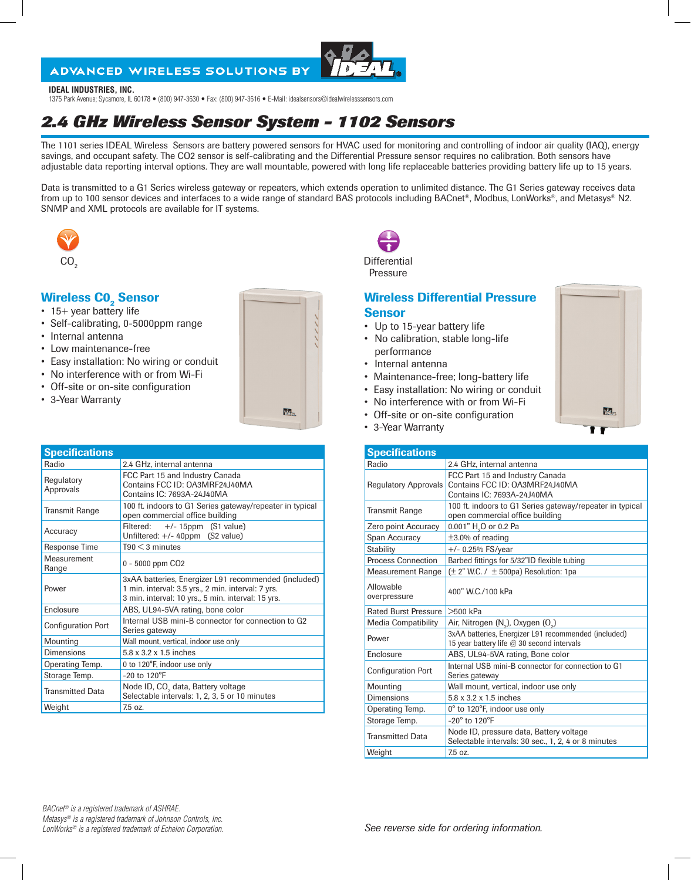ADVANCED WIRELESS SOLUTIONS BY IDEAL

**IDEAL INDUSTRIES, INC.**
1375 Park Avenue; Sycamore, IL 60178 • (800) 947-3630 • Fax: (800) 947-3616 • E-Mail: idealsensors@idealwirelesssensors.com

# 2.4 GHz Wireless Sensor System - 1102 Sensors

The 1101 series IDEAL Wireless Sensors are battery powered sensors for HVAC used for monitoring and controlling of indoor air quality (IAQ), energy savings, and occupant safety. The CO2 sensor is self-calibrating and the Differential Pressure sensor requires no calibration. Both sensors have adjustable data reporting interval options. They are wall mountable, powered with long life replaceable batteries providing battery life up to 15 years.

Data is transmitted to a G1 Series wireless gateway or repeaters, which extends operation to unlimited distance. The G1 Series gateway receives data from up to 100 sensor devices and interfaces to a wide range of standard BAS protocols including BACnet®, Modbus, LonWorks®, and Metasys® N2. SNMP and XML protocols are available for IT systems.

$CO_2$

## Wireless $CO_2$ Sensor

- 15+ year battery life
- Self-calibrating, 0-5000ppm range
- Internal antenna
- Low maintenance-free
- Easy installation: No wiring or conduit
- No interference with or from Wi-Fi
- Off-site or on-site configuration
- 3-Year Warranty

### Specifications

| Specifications | |
|---|---|
| Radio | 2.4 GHz, internal antenna |
| Regulatory Approvals | FCC Part 15 and Industry Canada<br>Contains FCC ID: OA3MRF24J40MA<br>Contains IC: 7693A-24J40MA |
| Transmit Range | 100 ft. indoors to G1 Series gateway/repeater in typical open commercial office building |
| Accuracy | Filtered: +/- 15ppm (S1 value)<br>Unfiltered: +/- 40ppm (S2 value) |
| Response Time | T90 < 3 minutes |
| Measurement Range | 0 - 5000 ppm CO2 |
| Power | 3xAA batteries, Energizer L91 recommended (included)<br>1 min. interval: 3.5 yrs., 2 min. interval: 7 yrs.<br>3 min. interval: 10 yrs., 5 min. interval: 15 yrs. |
| Enclosure | ABS, UL94-5VA rating, bone color |
| Configuration Port | Internal USB mini-B connector for connection to G2 Series gateway |
| Mounting | Wall mount, vertical, indoor use only |
| Dimensions | 5.8 x 3.2 x 1.5 inches |
| Operating Temp. | 0 to 120°F, indoor use only |
| Storage Temp. | -20 to 120°F |
| Transmitted Data | Node ID, $CO_2$ data, Battery voltage<br>Selectable intervals: 1, 2, 3, 5 or 10 minutes |
| Weight | 7.5 oz. |

Differential Pressure

## Wireless Differential Pressure Sensor

- Up to 15-year battery life
- No calibration, stable long-life performance
- Internal antenna
- Maintenance-free; long-battery life
- Easy installation: No wiring or conduit
- No interference with or from Wi-Fi
- Off-site or on-site configuration
- 3-Year Warranty

### Specifications

| Specifications | |
|---|---|
| Radio | 2.4 GHz, internal antenna |
| Regulatory Approvals | FCC Part 15 and Industry Canada<br>Contains FCC ID: OA3MRF24J40MA<br>Contains IC: 7693A-24J40MA |
| Transmit Range | 100 ft. indoors to G1 Series gateway/repeater in typical open commercial office building |
| Zero point Accuracy | 0.001" $H_2O$ or 0.2 Pa |
| Span Accuracy | ±3.0% of reading |
| Stability | +/- 0.25% FS/year |
| Process Connection | Barbed fittings for 5/32"ID flexible tubing |
| Measurement Range | (± 2" W.C. / ± 500pa) Resolution: 1pa |
| Allowable overpressure | 400" W.C./100 kPa |
| Rated Burst Pressure | >500 kPa |
| Media Compatibility | Air, Nitrogen ($N_2$), Oxygen ($O_2$) |
| Power | 3xAA batteries, Energizer L91 recommended (included)<br>15 year battery life @ 30 second intervals |
| Enclosure | ABS, UL94-5VA rating, Bone color |
| Configuration Port | Internal USB mini-B connector for connection to G1 Series gateway |
| Mounting | Wall mount, vertical, indoor use only |
| Dimensions | 5.8 x 3.2 x 1.5 inches |
| Operating Temp. | 0° to 120°F, indoor use only |
| Storage Temp. | -20° to 120°F |
| Transmitted Data | Node ID, pressure data, Battery voltage<br>Selectable intervals: 30 sec., 1, 2, 4 or 8 minutes |
| Weight | 7.5 oz. |

*BACnet® is a registered trademark of ASHRAE.*
*Metasys® is a registered trademark of Johnson Controls, Inc.*
*LonWorks® is a registered trademark of Echelon Corporation.*

*See reverse side for ordering information.*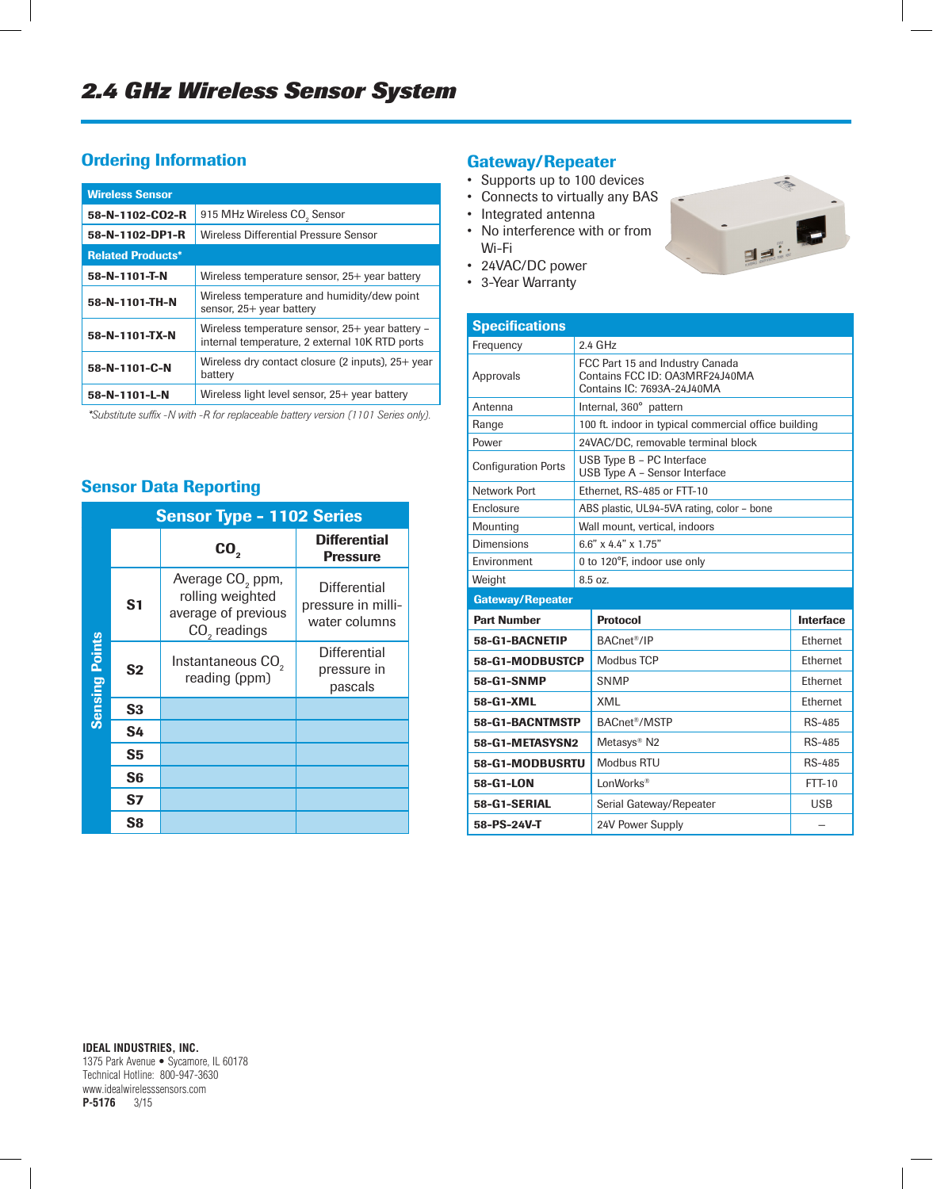# 2.4 GHz Wireless Sensor System

## Ordering Information

| Wireless Sensor | |
|---|---|
| **58-N-1102-CO2-R** | 915 MHz Wireless $CO_2$ Sensor |
| **58-N-1102-DP1-R** | Wireless Differential Pressure Sensor |
| **Related Products*** | |
| **58-N-1101-T-N** | Wireless temperature sensor, 25+ year battery |
| **58-N-1101-TH-N** | Wireless temperature and humidity/dew point sensor, 25+ year battery |
| **58-N-1101-TX-N** | Wireless temperature sensor, 25+ year battery – internal temperature, 2 external 10K RTD ports |
| **58-N-1101-C-N** | Wireless dry contact closure (2 inputs), 25+ year battery |
| **58-N-1101-L-N** | Wireless light level sensor, 25+ year battery |

*\*Substitute suffix -N with -R for replaceable battery version (1101 Series only).*

## Sensor Data Reporting

| Sensing Points | Sensor Type - 1102 Series: $CO_2$ | Sensor Type - 1102 Series: Differential Pressure |
|---|---|---|
| **S1** | Average $CO_2$ ppm, rolling weighted average of previous $CO_2$ readings | Differential pressure in milli-water columns |
| **S2** | Instantaneous $CO_2$ reading (ppm) | Differential pressure in pascals |
| **S3** | | |
| **S4** | | |
| **S5** | | |
| **S6** | | |
| **S7** | | |
| **S8** | | |

## Gateway/Repeater

- Supports up to 100 devices
- Connects to virtually any BAS
- Integrated antenna
- No interference with or from Wi-Fi
- 24VAC/DC power
- 3-Year Warranty

## Specifications

| Specifications | |
|---|---|
| Frequency | 2.4 GHz |
| Approvals | FCC Part 15 and Industry Canada<br>Contains FCC ID: OA3MRF24J40MA<br>Contains IC: 7693A-24J40MA |
| Antenna | Internal, 360° pattern |
| Range | 100 ft. indoor in typical commercial office building |
| Power | 24VAC/DC, removable terminal block |
| Configuration Ports | USB Type B – PC Interface<br>USB Type A – Sensor Interface |
| Network Port | Ethernet, RS-485 or FTT-10 |
| Enclosure | ABS plastic, UL94-5VA rating, color – bone |
| Mounting | Wall mount, vertical, indoors |
| Dimensions | 6.6" x 4.4" x 1.75" |
| Environment | 0 to 120°F, indoor use only |
| Weight | 8.5 oz. |

**Gateway/Repeater**

| Part Number | Protocol | Interface |
|---|---|---|
| **58-G1-BACNETIP** | BACnet®/IP | Ethernet |
| **58-G1-MODBUSTCP** | Modbus TCP | Ethernet |
| **58-G1-SNMP** | SNMP | Ethernet |
| **58-G1-XML** | XML | Ethernet |
| **58-G1-BACNTMSTP** | BACnet®/MSTP | RS-485 |
| **58-G1-METASYSN2** | Metasys® N2 | RS-485 |
| **58-G1-MODBUSRTU** | Modbus RTU | RS-485 |
| **58-G1-LON** | LonWorks® | FTT-10 |
| **58-G1-SERIAL** | Serial Gateway/Repeater | USB |
| **58-PS-24V-T** | 24V Power Supply | – |

**IDEAL INDUSTRIES, INC.**
1375 Park Avenue • Sycamore, IL 60178
Technical Hotline: 800-947-3630
www.idealwirelesssensors.com
**P-5176** 3/15